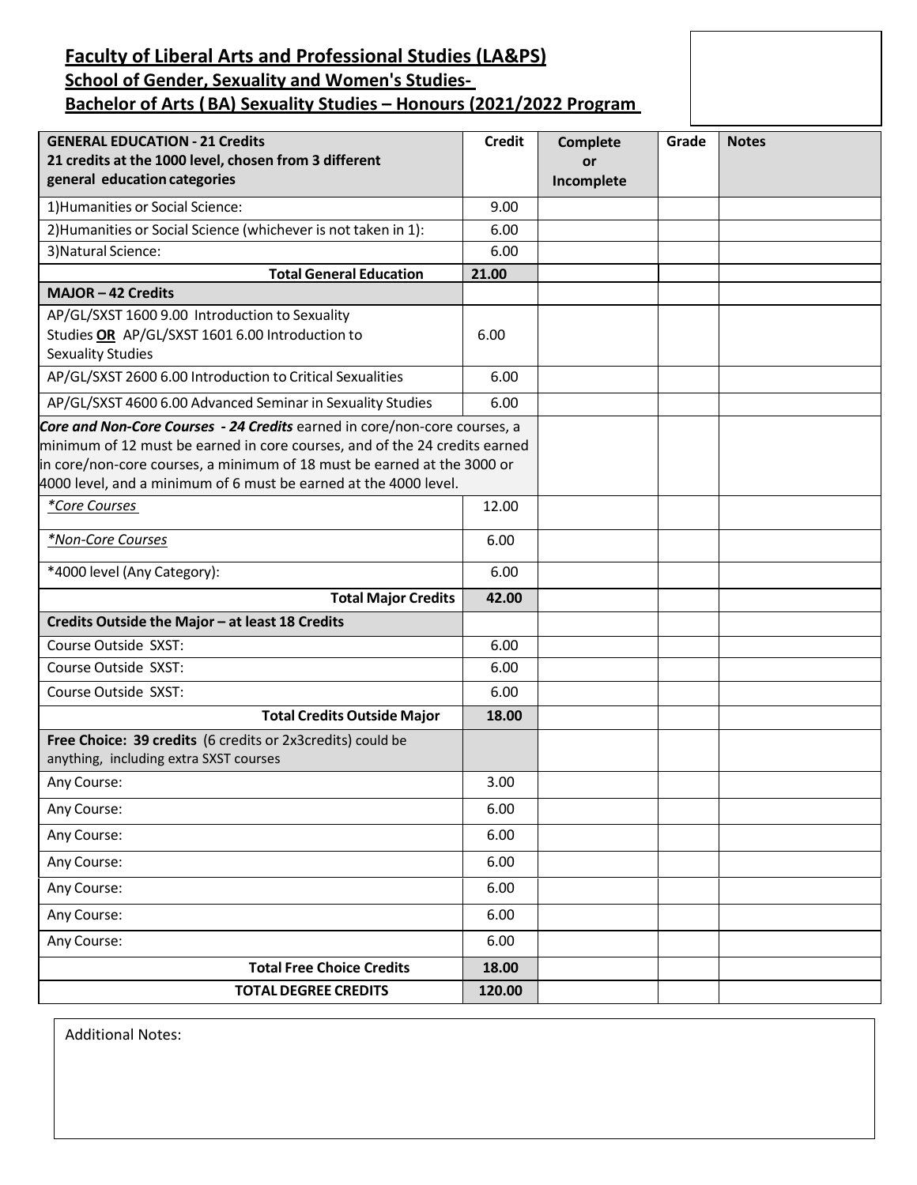# Faculty of Liberal Arts and Professional Studies (LA&PS)

## School of Gender, Sexuality and Women's Studies-

## Bachelor of Arts ( BA) Sexuality Studies – Honours (2021/2022 Program

| GENERAL EDUCATION - 21 Credits<br>21 credits at the 1000 level, chosen from 3 different general education categories | Credit | Complete or Incomplete | Grade | Notes |
|---|---|---|---|---|
| 1)Humanities or Social Science: | 9.00 | | | |
| 2)Humanities or Social Science (whichever is not taken in 1): | 6.00 | | | |
| 3)Natural Science: | 6.00 | | | |
| **Total General Education** | **21.00** | | | |
| **MAJOR – 42 Credits** | | | | |
| AP/GL/SXST 1600 9.00 Introduction to Sexuality Studies **OR** AP/GL/SXST 1601 6.00 Introduction to Sexuality Studies | 6.00 | | | |
| AP/GL/SXST 2600 6.00 Introduction to Critical Sexualities | 6.00 | | | |
| AP/GL/SXST 4600 6.00 Advanced Seminar in Sexuality Studies | 6.00 | | | |
| ***Core and Non-Core Courses - 24 Credits*** earned in core/non-core courses, a minimum of 12 must be earned in core courses, and of the 24 credits earned in core/non-core courses, a minimum of 18 must be earned at the 3000 or 4000 level, and a minimum of 6 must be earned at the 4000 level. | | | | |
| *\*Core Courses* | 12.00 | | | |
| *\*Non-Core Courses* | 6.00 | | | |
| *4000 level (Any Category): | 6.00 | | | |
| **Total Major Credits** | **42.00** | | | |
| **Credits Outside the Major – at least 18 Credits** | | | | |
| Course Outside SXST: | 6.00 | | | |
| Course Outside SXST: | 6.00 | | | |
| Course Outside SXST: | 6.00 | | | |
| **Total Credits Outside Major** | **18.00** | | | |
| **Free Choice: 39 credits** (6 credits or 2x3credits) could be anything, including extra SXST courses | | | | |
| Any Course: | 3.00 | | | |
| Any Course: | 6.00 | | | |
| Any Course: | 6.00 | | | |
| Any Course: | 6.00 | | | |
| Any Course: | 6.00 | | | |
| Any Course: | 6.00 | | | |
| Any Course: | 6.00 | | | |
| **Total Free Choice Credits** | **18.00** | | | |
| **TOTAL DEGREE CREDITS** | **120.00** | | | |

Additional Notes: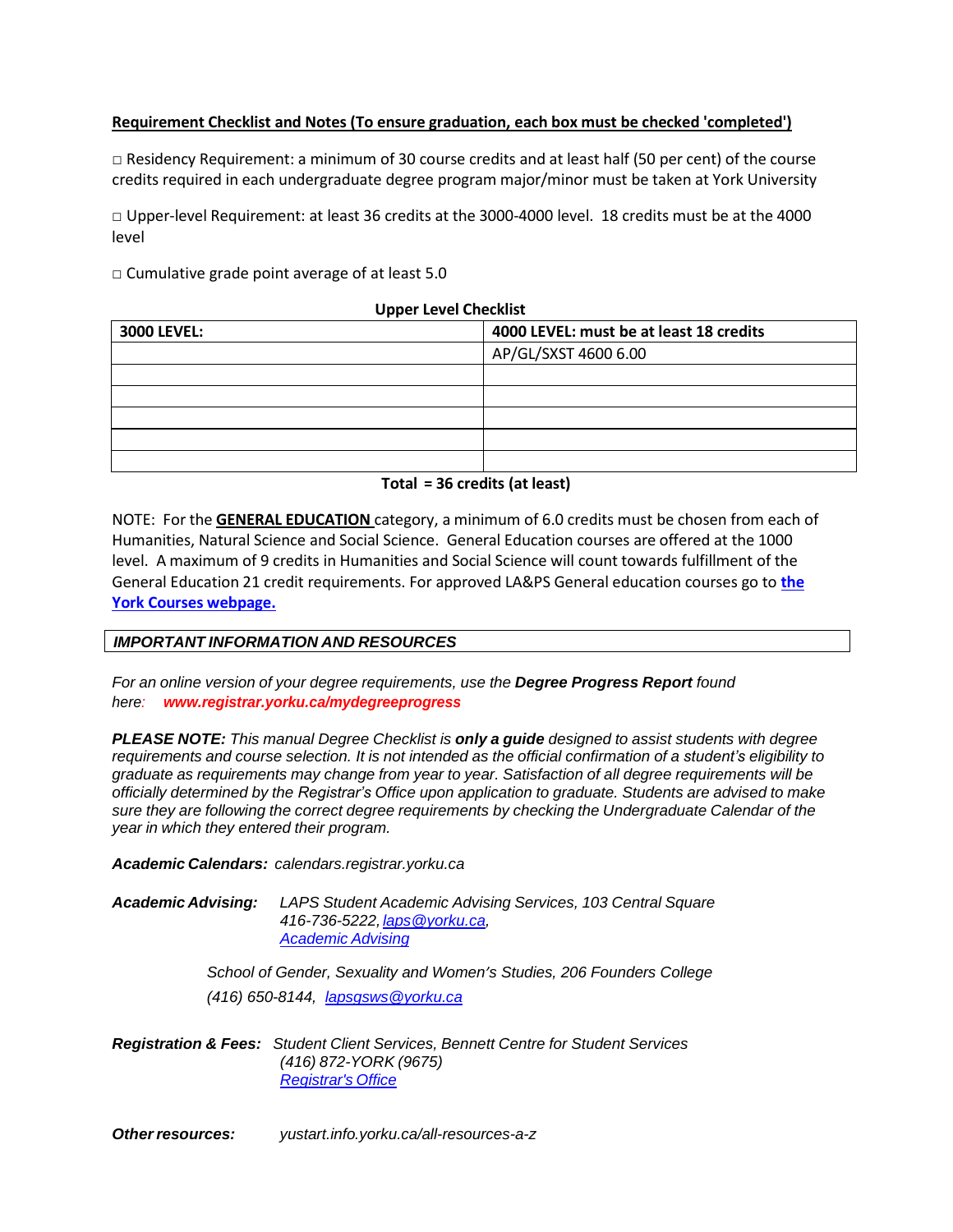**Requirement Checklist and Notes (To ensure graduation, each box must be checked 'completed')**

□ Residency Requirement: a minimum of 30 course credits and at least half (50 per cent) of the course credits required in each undergraduate degree program major/minor must be taken at York University

□ Upper-level Requirement: at least 36 credits at the 3000-4000 level. 18 credits must be at the 4000 level

□ Cumulative grade point average of at least 5.0

**Upper Level Checklist**

| **3000 LEVEL:** | **4000 LEVEL: must be at least 18 credits** |
|---|---|
| | AP/GL/SXST 4600 6.00 |
| | |
| | |
| | |
| | |
| | |

**Total = 36 credits (at least)**

NOTE: For the **GENERAL EDUCATION** category, a minimum of 6.0 credits must be chosen from each of Humanities, Natural Science and Social Science. General Education courses are offered at the 1000 level. A maximum of 9 credits in Humanities and Social Science will count towards fulfillment of the General Education 21 credit requirements. For approved LA&PS General education courses go to **the York Courses webpage.**

***IMPORTANT INFORMATION AND RESOURCES***

*For an online version of your degree requirements, use the **Degree Progress Report** found here:* ***www.registrar.yorku.ca/mydegreeprogress***

***PLEASE NOTE:** This manual Degree Checklist is **only a guide** designed to assist students with degree requirements and course selection. It is not intended as the official confirmation of a student's eligibility to graduate as requirements may change from year to year. Satisfaction of all degree requirements will be officially determined by the Registrar's Office upon application to graduate. Students are advised to make sure they are following the correct degree requirements by checking the Undergraduate Calendar of the year in which they entered their program.*

***Academic Calendars:*** *calendars.registrar.yorku.ca*

***Academic Advising:*** *LAPS Student Academic Advising Services, 103 Central Square*
*416-736-5222, laps@yorku.ca,*
*Academic Advising*

*School of Gender, Sexuality and Women's Studies, 206 Founders College*
*(416) 650-8144, lapsgsws@yorku.ca*

***Registration & Fees:*** *Student Client Services, Bennett Centre for Student Services*
*(416) 872-YORK (9675)*
*Registrar's Office*

***Other resources:*** *yustart.info.yorku.ca/all-resources-a-z*